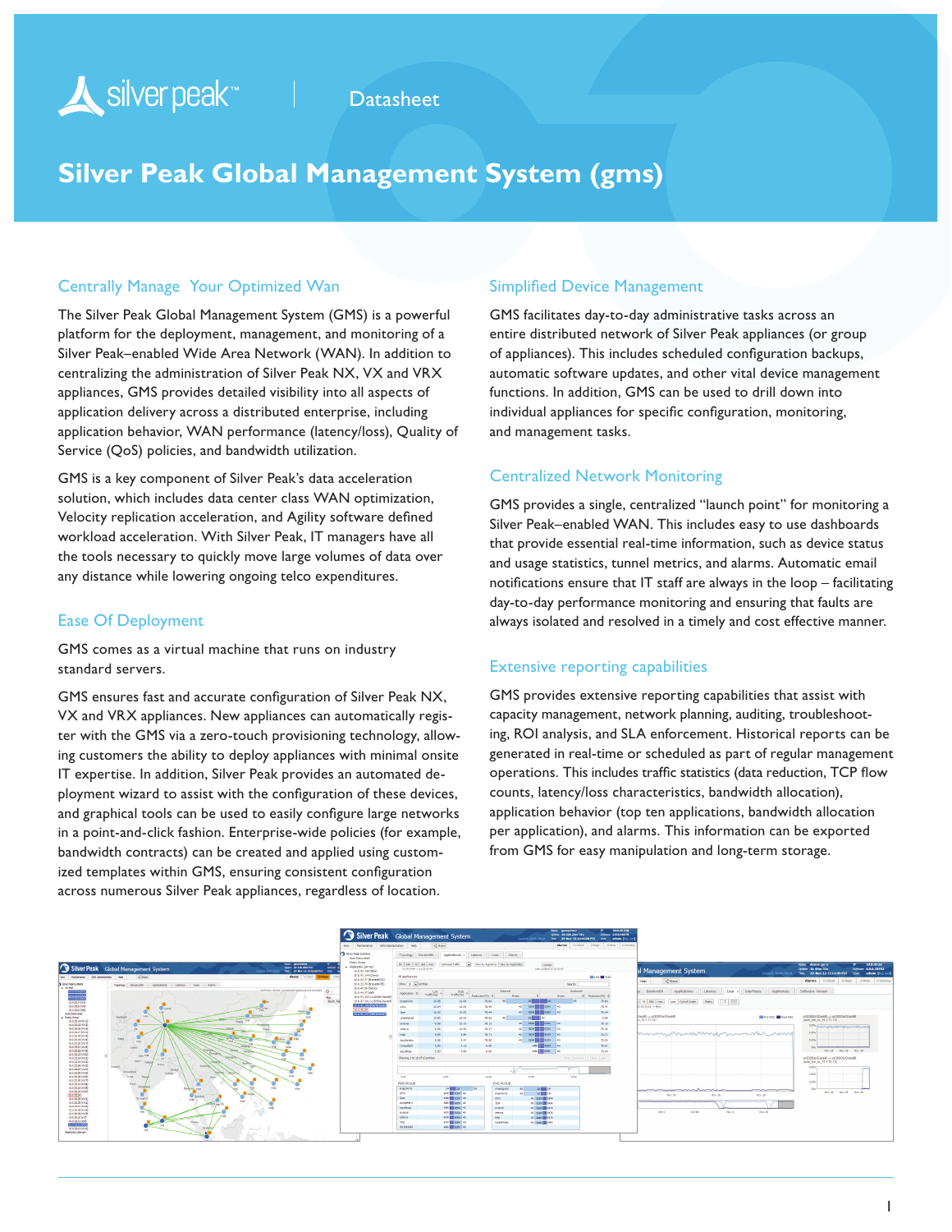Datasheet

# Silver Peak Global Management System (gms)

## Centrally Manage Your Optimized Wan

The Silver Peak Global Management System (GMS) is a powerful platform for the deployment, management, and monitoring of a Silver Peak–enabled Wide Area Network (WAN). In addition to centralizing the administration of Silver Peak NX, VX and VRX appliances, GMS provides detailed visibility into all aspects of application delivery across a distributed enterprise, including application behavior, WAN performance (latency/loss), Quality of Service (QoS) policies, and bandwidth utilization.

GMS is a key component of Silver Peak's data acceleration solution, which includes data center class WAN optimization, Velocity replication acceleration, and Agility software defined workload acceleration. With Silver Peak, IT managers have all the tools necessary to quickly move large volumes of data over any distance while lowering ongoing telco expenditures.

## Ease Of Deployment

GMS comes as a virtual machine that runs on industry standard servers.

GMS ensures fast and accurate configuration of Silver Peak NX, VX and VRX appliances. New appliances can automatically register with the GMS via a zero-touch provisioning technology, allowing customers the ability to deploy appliances with minimal onsite IT expertise. In addition, Silver Peak provides an automated deployment wizard to assist with the configuration of these devices, and graphical tools can be used to easily configure large networks in a point-and-click fashion. Enterprise-wide policies (for example, bandwidth contracts) can be created and applied using customized templates within GMS, ensuring consistent configuration across numerous Silver Peak appliances, regardless of location.

## Simplified Device Management

GMS facilitates day-to-day administrative tasks across an entire distributed network of Silver Peak appliances (or group of appliances). This includes scheduled configuration backups, automatic software updates, and other vital device management functions. In addition, GMS can be used to drill down into individual appliances for specific configuration, monitoring, and management tasks.

## Centralized Network Monitoring

GMS provides a single, centralized "launch point" for monitoring a Silver Peak–enabled WAN. This includes easy to use dashboards that provide essential real-time information, such as device status and usage statistics, tunnel metrics, and alarms. Automatic email notifications ensure that IT staff are always in the loop – facilitating day-to-day performance monitoring and ensuring that faults are always isolated and resolved in a timely and cost effective manner.

## Extensive reporting capabilities

GMS provides extensive reporting capabilities that assist with capacity management, network planning, auditing, troubleshooting, ROI analysis, and SLA enforcement. Historical reports can be generated in real-time or scheduled as part of regular management operations. This includes traffic statistics (data reduction, TCP flow counts, latency/loss characteristics, bandwidth allocation), application behavior (top ten applications, bandwidth allocation per application), and alarms. This information can be exported from GMS for easy manipulation and long-term storage.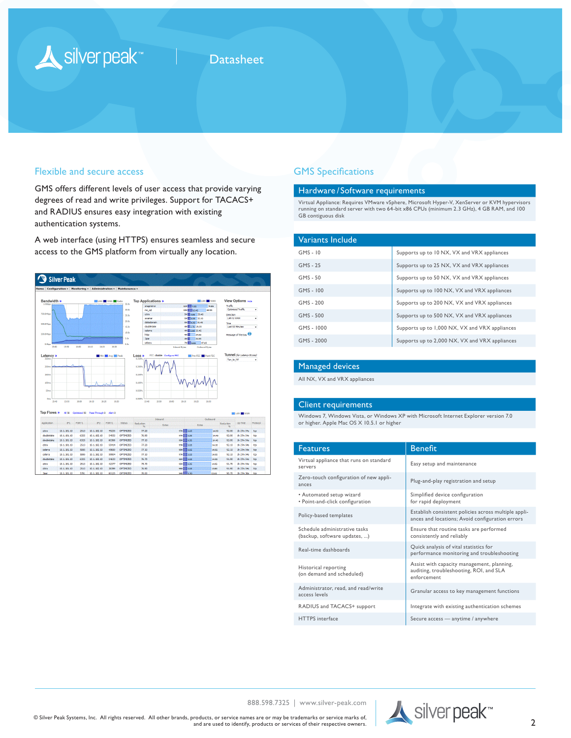Datasheet

## Flexible and secure access

GMS offers different levels of user access that provide varying degrees of read and write privileges. Support for TACACS+ and RADIUS ensures easy integration with existing authentication systems.

A web interface (using HTTPS) ensures seamless and secure access to the GMS platform from virtually any location.

## GMS Specifications

### Hardware / Software requirements

Virtual Appliance: Requires VMware vSphere, Microsoft Hyper-V, XenServer or KVM hypervisors running on standard server with two 64-bit x86 CPUs (minimum 2.3 GHz), 4 GB RAM, and 100 GB contiguous disk

### Variants Include

| | |
|---|---|
| GMS - 10 | Supports up to 10 NX, VX and VRX appliances |
| GMS - 25 | Supports up to 25 NX, VX and VRX appliances |
| GMS - 50 | Supports up to 50 NX, VX and VRX appliances |
| GMS - 100 | Supports up to 100 NX, VX and VRX appliances |
| GMS - 200 | Supports up to 200 NX, VX and VRX appliances |
| GMS - 500 | Supports up to 500 NX, VX and VRX appliances |
| GMS - 1000 | Supports up to 1,000 NX, VX and VRX appliances |
| GMS - 2000 | Supports up to 2,000 NX, VX and VRX appliances |

### Managed devices

All NX, VX and VRX appliances

### Client requirements

Windows 7, Windows Vista, or Windows XP with Microsoft Internet Explorer version 7.0 or higher. Apple Mac OS X 10.5.1 or higher

| Features | Benefit |
|---|---|
| Virtual appliance that runs on standard servers | Easy setup and maintenance |
| Zero-touch configuration of new appliances | Plug-and-play registration and setup |
| • Automated setup wizard<br>• Point-and-click configuration | Simplified device configuration for rapid deployment |
| Policy-based templates | Establish consistent policies across multiple appliances and locations; Avoid configuration errors |
| Schedule administrative tasks (backup, software updates, ...) | Ensure that routine tasks are performed consistently and reliably |
| Real-time dashboards | Quick analysis of vital statistics for performance monitoring and troubleshooting |
| Historical reporting (on demand and scheduled) | Assist with capacity management, planning, auditing, troubleshooting, ROI, and SLA enforcement |
| Administrator, read, and read/write access levels | Granular access to key management functions |
| RADIUS and TACACS+ support | Integrate with existing authentication schemes |
| HTTPS interface | Secure access — anytime / anywhere |

888.598.7325 | www.silver-peak.com

© Silver Peak Systems, Inc. All rights reserved. All other brands, products, or service names are or may be trademarks or service marks of, and are used to identify, products or services of their respective owners.